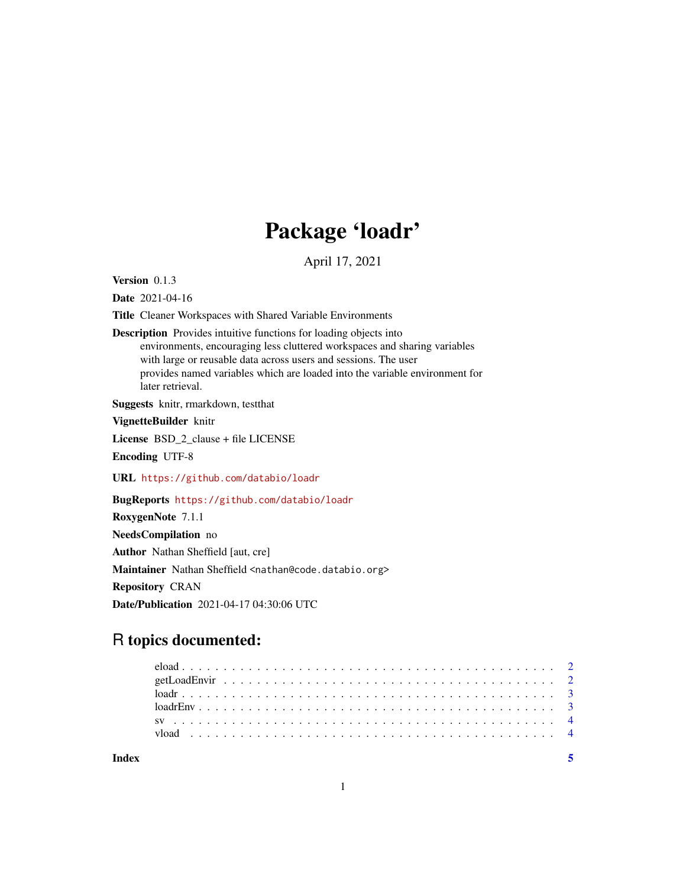# Package 'loadr'

April 17, 2021

**Version** 0.1.3

**Date** 2021-04-16

**Title** Cleaner Workspaces with Shared Variable Environments

**Description** Provides intuitive functions for loading objects into environments, encouraging less cluttered workspaces and sharing variables with large or reusable data across users and sessions. The user provides named variables which are loaded into the variable environment for later retrieval.

**Suggests** knitr, rmarkdown, testthat

**VignetteBuilder** knitr

**License** BSD_2_clause + file LICENSE

**Encoding** UTF-8

**URL** https://github.com/databio/loadr

**BugReports** https://github.com/databio/loadr

**RoxygenNote** 7.1.1

**NeedsCompilation** no

**Author** Nathan Sheffield [aut, cre]

**Maintainer** Nathan Sheffield <nathan@code.databio.org>

**Repository** CRAN

**Date/Publication** 2021-04-17 04:30:06 UTC

## R topics documented:

- eload . . . . . . . . . . . . . . . . . . . . . . . . . . . . . . . . . . . . . . . . . . 2
- getLoadEnvir . . . . . . . . . . . . . . . . . . . . . . . . . . . . . . . . . . . . . . 2
- loadr . . . . . . . . . . . . . . . . . . . . . . . . . . . . . . . . . . . . . . . . . . 3
- loadrEnv . . . . . . . . . . . . . . . . . . . . . . . . . . . . . . . . . . . . . . . . 3
- sv . . . . . . . . . . . . . . . . . . . . . . . . . . . . . . . . . . . . . . . . . . . . 4
- vload . . . . . . . . . . . . . . . . . . . . . . . . . . . . . . . . . . . . . . . . . . 4

**Index** 5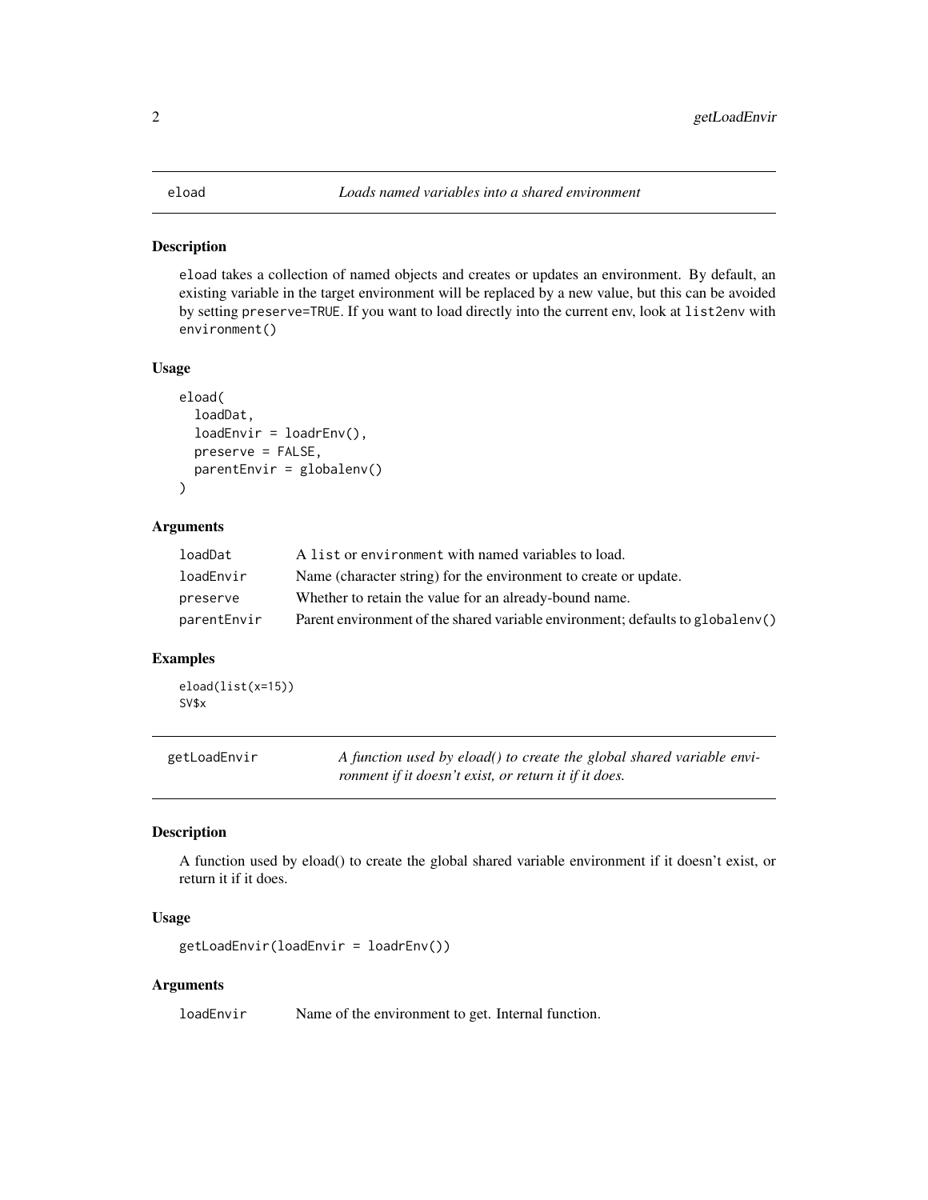## eload — *Loads named variables into a shared environment*

### Description

`eload` takes a collection of named objects and creates or updates an environment. By default, an existing variable in the target environment will be replaced by a new value, but this can be avoided by setting `preserve=TRUE`. If you want to load directly into the current env, look at `list2env` with `environment()`

### Usage

```
eload(
  loadDat,
  loadEnvir = loadrEnv(),
  preserve = FALSE,
  parentEnvir = globalenv()
)
```

### Arguments

| | |
|---|---|
| `loadDat` | A `list` or `environment` with named variables to load. |
| `loadEnvir` | Name (character string) for the environment to create or update. |
| `preserve` | Whether to retain the value for an already-bound name. |
| `parentEnvir` | Parent environment of the shared variable environment; defaults to `globalenv()` |

### Examples

```
eload(list(x=15))
SV$x
```

## getLoadEnvir — *A function used by eload() to create the global shared variable environment if it doesn't exist, or return it if it does.*

### Description

A function used by eload() to create the global shared variable environment if it doesn't exist, or return it if it does.

### Usage

```
getLoadEnvir(loadEnvir = loadrEnv())
```

### Arguments

| | |
|---|---|
| `loadEnvir` | Name of the environment to get. Internal function. |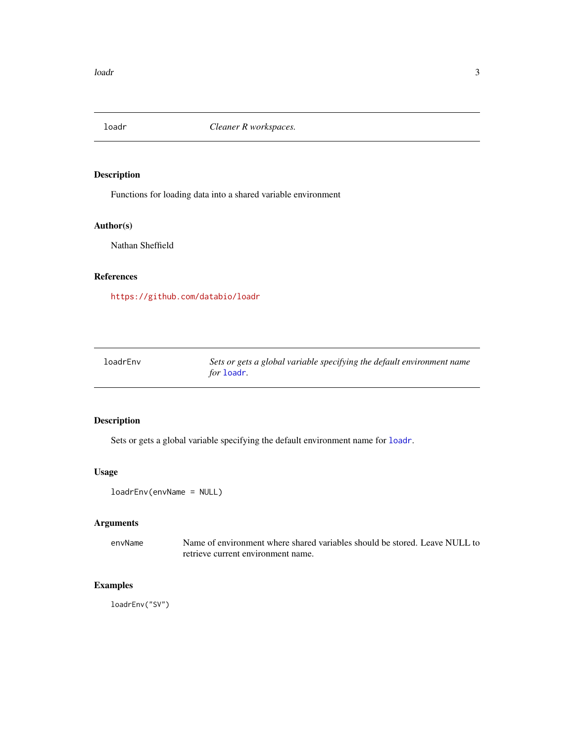## loadr — *Cleaner R workspaces.*

### Description

Functions for loading data into a shared variable environment

### Author(s)

Nathan Sheffield

### References

https://github.com/databio/loadr

## loadrEnv — *Sets or gets a global variable specifying the default environment name for `loadr`.*

### Description

Sets or gets a global variable specifying the default environment name for `loadr`.

### Usage

```
loadrEnv(envName = NULL)
```

### Arguments

| | |
|---|---|
| envName | Name of environment where shared variables should be stored. Leave NULL to retrieve current environment name. |

### Examples

```
loadrEnv("SV")
```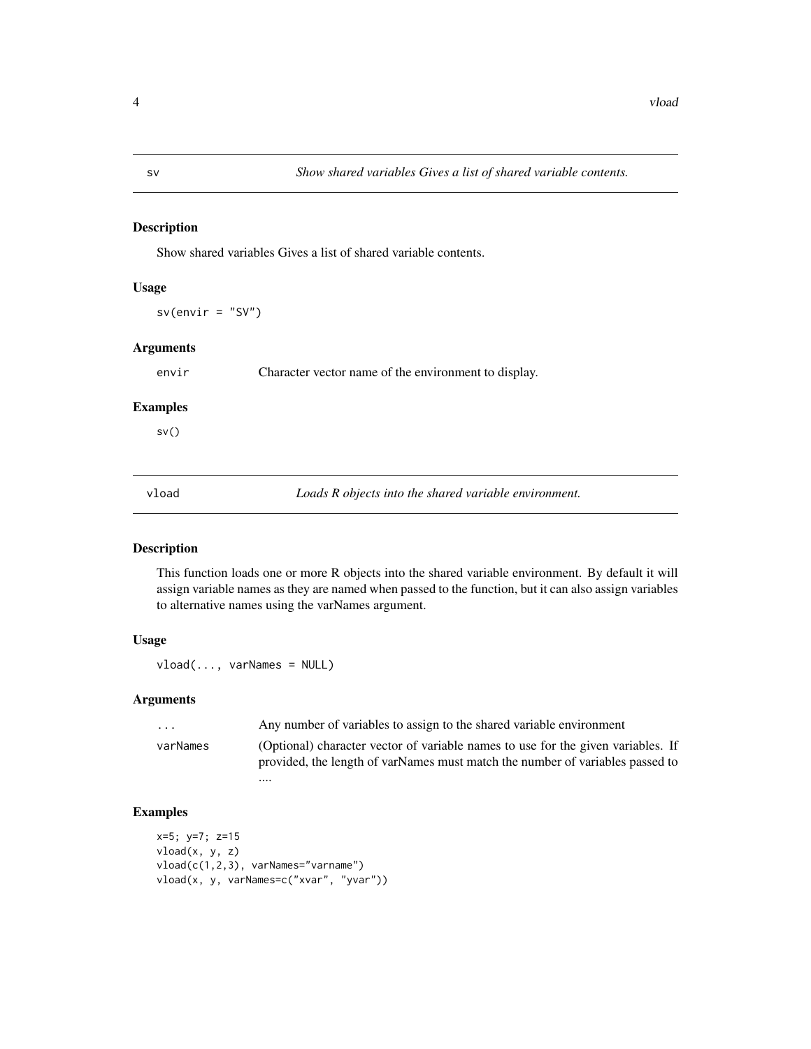## sv — *Show shared variables Gives a list of shared variable contents.*

### Description

Show shared variables Gives a list of shared variable contents.

### Usage

```
sv(envir = "SV")
```

### Arguments

| | |
|---|---|
| envir | Character vector name of the environment to display. |

### Examples

```
sv()
```

## vload — *Loads R objects into the shared variable environment.*

### Description

This function loads one or more R objects into the shared variable environment. By default it will assign variable names as they are named when passed to the function, but it can also assign variables to alternative names using the varNames argument.

### Usage

```
vload(..., varNames = NULL)
```

### Arguments

| | |
|---|---|
| ... | Any number of variables to assign to the shared variable environment |
| varNames | (Optional) character vector of variable names to use for the given variables. If provided, the length of varNames must match the number of variables passed to .... |

### Examples

```
x=5; y=7; z=15
vload(x, y, z)
vload(c(1,2,3), varNames="varname")
vload(x, y, varNames=c("xvar", "yvar"))
```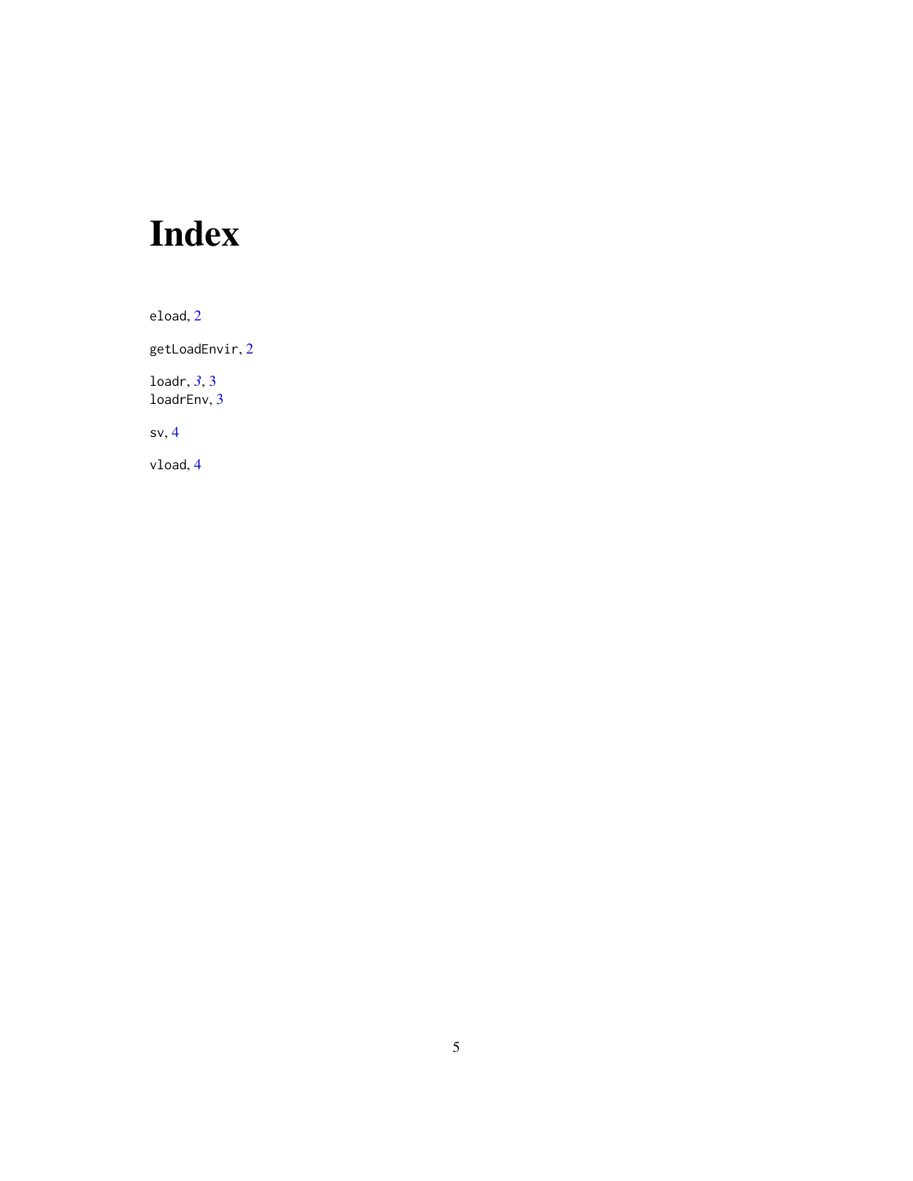# Index

`eload`, 2

`getLoadEnvir`, 2

`loadr`, *3*, 3
`loadrEnv`, 3

`sv`, 4

`vload`, 4